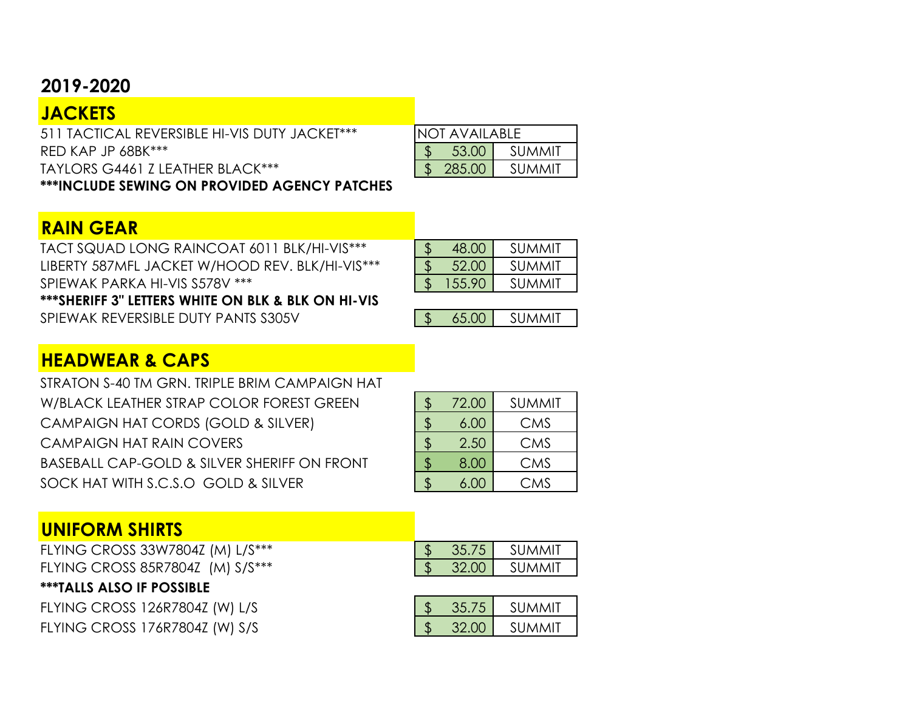## 2019-2020

### JACKETS

| Item | Price | Vendor |
|---|---|---|
| 511 TACTICAL REVERSIBLE HI-VIS DUTY JACKET*** | NOT AVAILABLE | |
| RED KAP JP 68BK*** | $ 53.00 | SUMMIT |
| TAYLORS G4461 Z LEATHER BLACK*** | $ 285.00 | SUMMIT |

*****INCLUDE SEWING ON PROVIDED AGENCY PATCHES**

### RAIN GEAR

| Item | Price | Vendor |
|---|---|---|
| TACT SQUAD LONG RAINCOAT 6011 BLK/HI-VIS*** | $ 48.00 | SUMMIT |
| LIBERTY 587MFL JACKET W/HOOD REV. BLK/HI-VIS*** | $ 52.00 | SUMMIT |
| SPIEWAK PARKA HI-VIS S578V *** | $ 155.90 | SUMMIT |

*****SHERIFF 3" LETTERS WHITE ON BLK & BLK ON HI-VIS**

| Item | Price | Vendor |
|---|---|---|
| SPIEWAK REVERSIBLE DUTY PANTS S305V | $ 65.00 | SUMMIT |

### HEADWEAR & CAPS

| Item | Price | Vendor |
|---|---|---|
| STRATON S-40 TM GRN. TRIPLE BRIM CAMPAIGN HAT W/BLACK LEATHER STRAP COLOR FOREST GREEN | $ 72.00 | SUMMIT |
| CAMPAIGN HAT CORDS (GOLD & SILVER) | $ 6.00 | CMS |
| CAMPAIGN HAT RAIN COVERS | $ 2.50 | CMS |
| BASEBALL CAP-GOLD & SILVER SHERIFF ON FRONT | $ 8.00 | CMS |
| SOCK HAT WITH S.C.S.O GOLD & SILVER | $ 6.00 | CMS |

### UNIFORM SHIRTS

| Item | Price | Vendor |
|---|---|---|
| FLYING CROSS 33W7804Z (M) L/S*** | $ 35.75 | SUMMIT |
| FLYING CROSS 85R7804Z (M) S/S*** | $ 32.00 | SUMMIT |

*****TALLS ALSO IF POSSIBLE**

| Item | Price | Vendor |
|---|---|---|
| FLYING CROSS 126R7804Z (W) L/S | $ 35.75 | SUMMIT |
| FLYING CROSS 176R7804Z (W) S/S | $ 32.00 | SUMMIT |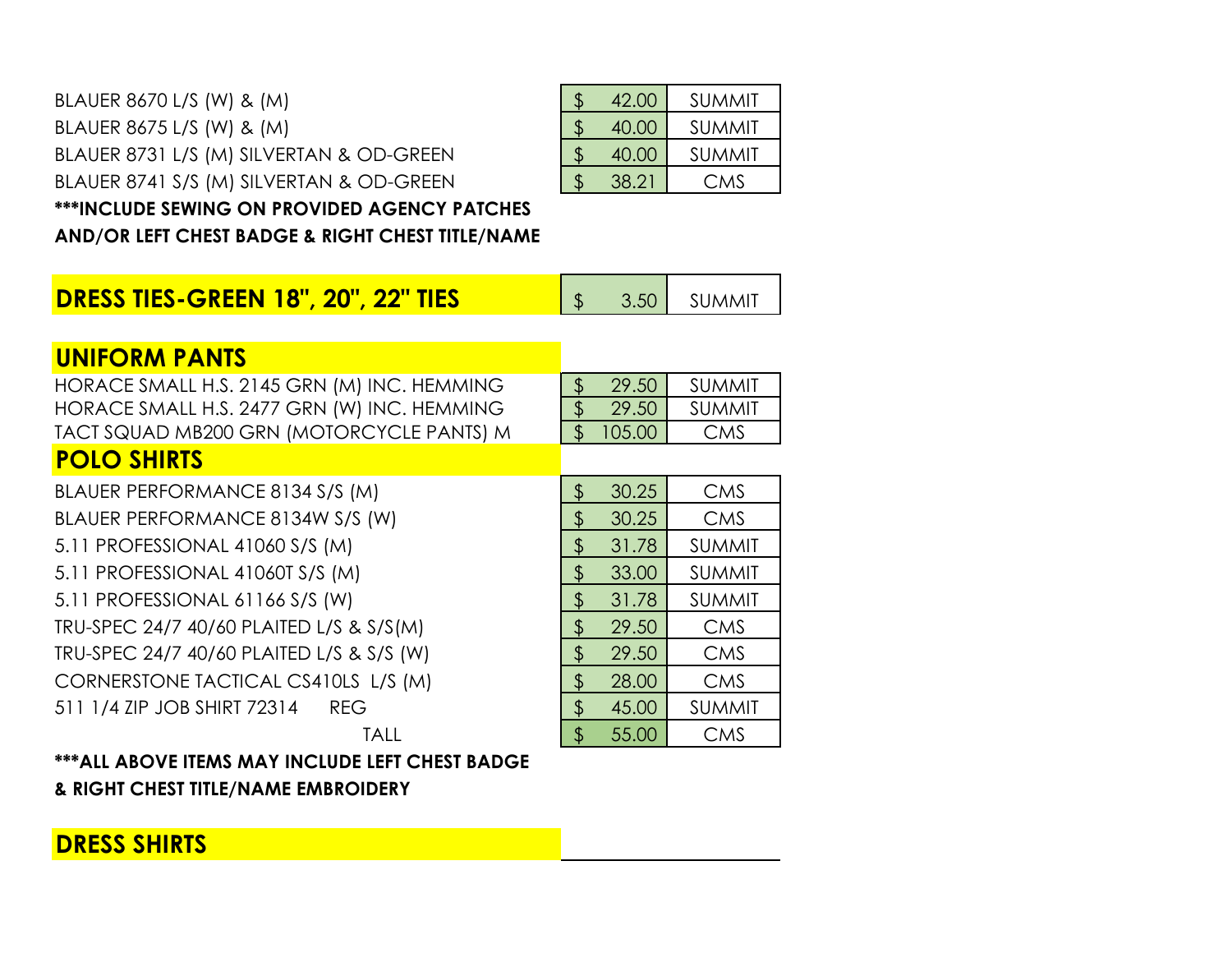| Item | Price | Vendor |
|---|---|---|
| BLAUER 8670 L/S (W) & (M) | $ 42.00 | SUMMIT |
| BLAUER 8675 L/S (W) & (M) | $ 40.00 | SUMMIT |
| BLAUER 8731 L/S (M) SILVERTAN & OD-GREEN | $ 40.00 | SUMMIT |
| BLAUER 8741 S/S (M) SILVERTAN & OD-GREEN | $ 38.21 | CMS |

**\*\*\*INCLUDE SEWING ON PROVIDED AGENCY PATCHES AND/OR LEFT CHEST BADGE & RIGHT CHEST TITLE/NAME**

| Item | Price | Vendor |
|---|---|---|
| **DRESS TIES-GREEN 18", 20", 22" TIES** | $ 3.50 | SUMMIT |

## UNIFORM PANTS

| Item | Price | Vendor |
|---|---|---|
| HORACE SMALL H.S. 2145 GRN (M) INC. HEMMING | $ 29.50 | SUMMIT |
| HORACE SMALL H.S. 2477 GRN (W) INC. HEMMING | $ 29.50 | SUMMIT |
| TACT SQUAD MB200 GRN (MOTORCYCLE PANTS) M | $ 105.00 | CMS |

## POLO SHIRTS

| Item | Price | Vendor |
|---|---|---|
| BLAUER PERFORMANCE 8134 S/S (M) | $ 30.25 | CMS |
| BLAUER PERFORMANCE 8134W S/S (W) | $ 30.25 | CMS |
| 5.11 PROFESSIONAL 41060 S/S (M) | $ 31.78 | SUMMIT |
| 5.11 PROFESSIONAL 41060T S/S (M) | $ 33.00 | SUMMIT |
| 5.11 PROFESSIONAL 61166 S/S (W) | $ 31.78 | SUMMIT |
| TRU-SPEC 24/7 40/60 PLAITED L/S & S/S(M) | $ 29.50 | CMS |
| TRU-SPEC 24/7 40/60 PLAITED L/S & S/S (W) | $ 29.50 | CMS |
| CORNERSTONE TACTICAL CS410LS L/S (M) | $ 28.00 | CMS |
| 511 1/4 ZIP JOB SHIRT 72314 REG | $ 45.00 | SUMMIT |
| TALL | $ 55.00 | CMS |

**\*\*\*ALL ABOVE ITEMS MAY INCLUDE LEFT CHEST BADGE & RIGHT CHEST TITLE/NAME EMBROIDERY**

## DRESS SHIRTS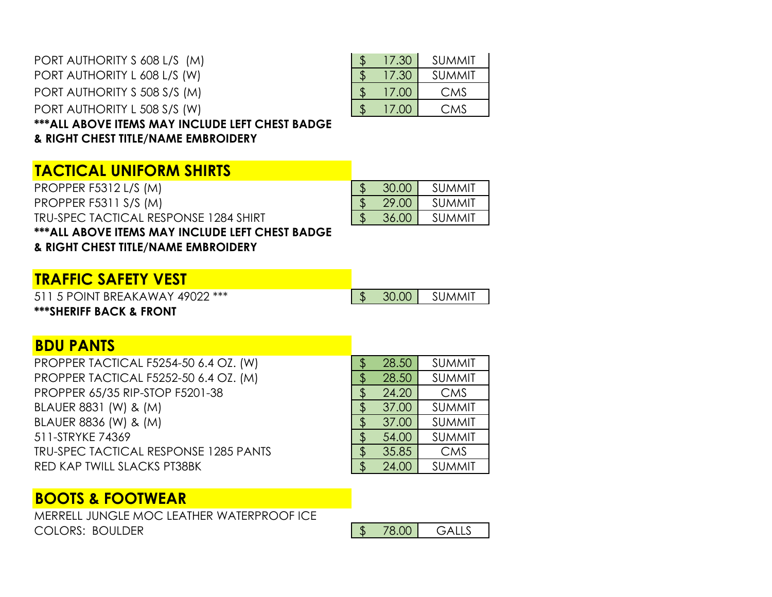| Item | Price | Vendor |
| --- | --- | --- |
| PORT AUTHORITY S 608 L/S (M) | $ 17.30 | SUMMIT |
| PORT AUTHORITY L 608 L/S (W) | $ 17.30 | SUMMIT |
| PORT AUTHORITY S 508 S/S (M) | $ 17.00 | CMS |
| PORT AUTHORITY L 508 S/S (W) | $ 17.00 | CMS |

**\*\*\*ALL ABOVE ITEMS MAY INCLUDE LEFT CHEST BADGE & RIGHT CHEST TITLE/NAME EMBROIDERY**

## TACTICAL UNIFORM SHIRTS

| Item | Price | Vendor |
| --- | --- | --- |
| PROPPER F5312 L/S (M) | $ 30.00 | SUMMIT |
| PROPPER F5311 S/S (M) | $ 29.00 | SUMMIT |
| TRU-SPEC TACTICAL RESPONSE 1284 SHIRT | $ 36.00 | SUMMIT |

**\*\*\*ALL ABOVE ITEMS MAY INCLUDE LEFT CHEST BADGE & RIGHT CHEST TITLE/NAME EMBROIDERY**

## TRAFFIC SAFETY VEST

| Item | Price | Vendor |
| --- | --- | --- |
| 511 5 POINT BREAKAWAY 49022 \*\*\* | $ 30.00 | SUMMIT |

**\*\*\*SHERIFF BACK & FRONT**

## BDU PANTS

| Item | Price | Vendor |
| --- | --- | --- |
| PROPPER TACTICAL F5254-50 6.4 OZ. (W) | $ 28.50 | SUMMIT |
| PROPPER TACTICAL F5252-50 6.4 OZ. (M) | $ 28.50 | SUMMIT |
| PROPPER 65/35 RIP-STOP F5201-38 | $ 24.20 | CMS |
| BLAUER 8831 (W) & (M) | $ 37.00 | SUMMIT |
| BLAUER 8836 (W) & (M) | $ 37.00 | SUMMIT |
| 511-STRYKE 74369 | $ 54.00 | SUMMIT |
| TRU-SPEC TACTICAL RESPONSE 1285 PANTS | $ 35.85 | CMS |
| RED KAP TWILL SLACKS PT38BK | $ 24.00 | SUMMIT |

## BOOTS & FOOTWEAR

| Item | Price | Vendor |
| --- | --- | --- |
| MERRELL JUNGLE MOC LEATHER WATERPROOF ICE COLORS: BOULDER | $ 78.00 | GALLS |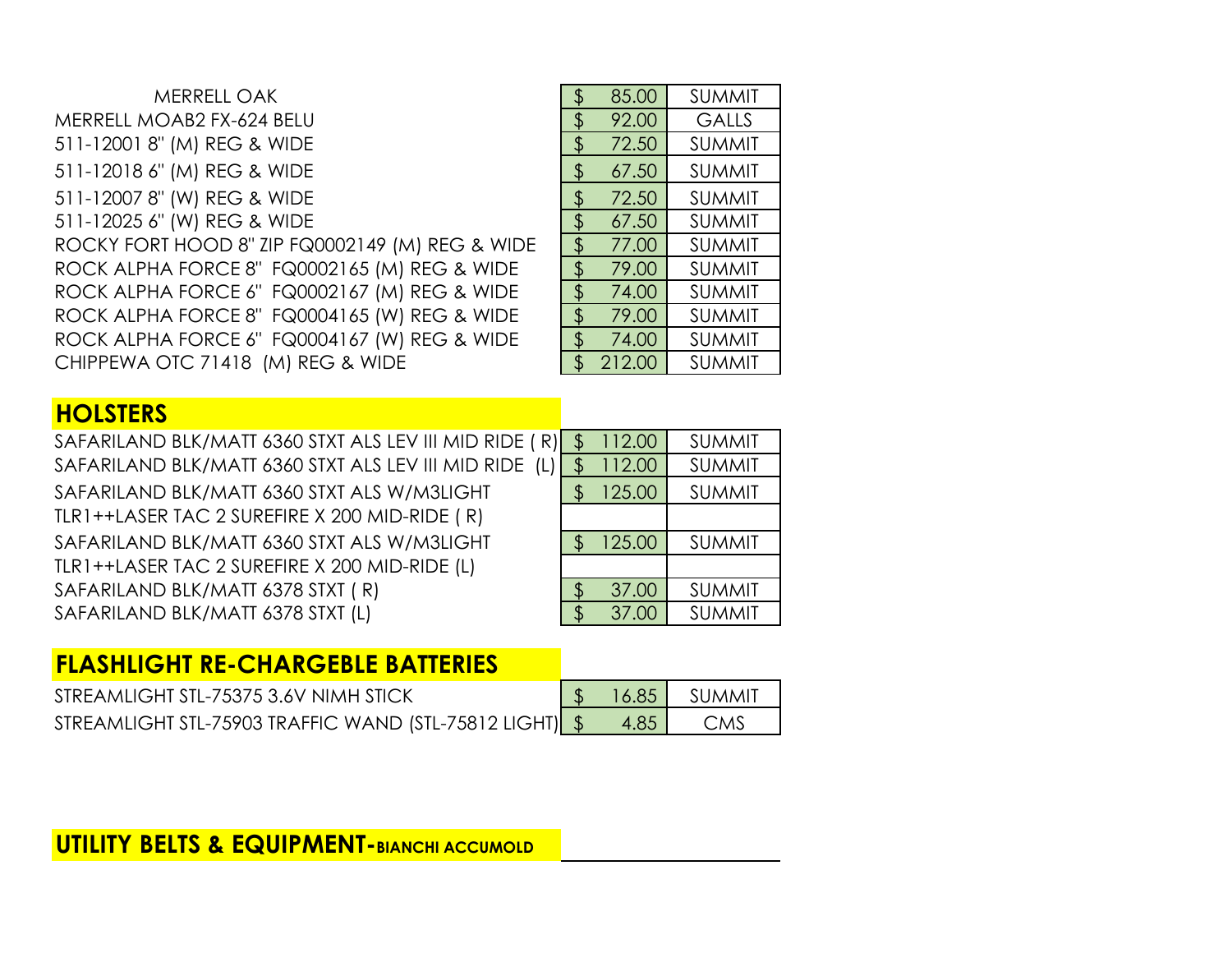| MERRELL OAK | $ 85.00 | SUMMIT |
| --- | --- | --- |
| MERRELL MOAB2 FX-624 BELU | $ 92.00 | GALLS |
| 511-12001 8" (M) REG & WIDE | $ 72.50 | SUMMIT |
| 511-12018 6" (M) REG & WIDE | $ 67.50 | SUMMIT |
| 511-12007 8" (W) REG & WIDE | $ 72.50 | SUMMIT |
| 511-12025 6" (W) REG & WIDE | $ 67.50 | SUMMIT |
| ROCKY FORT HOOD 8" ZIP FQ0002149 (M) REG & WIDE | $ 77.00 | SUMMIT |
| ROCK ALPHA FORCE 8" FQ0002165 (M) REG & WIDE | $ 79.00 | SUMMIT |
| ROCK ALPHA FORCE 6" FQ0002167 (M) REG & WIDE | $ 74.00 | SUMMIT |
| ROCK ALPHA FORCE 8" FQ0004165 (W) REG & WIDE | $ 79.00 | SUMMIT |
| ROCK ALPHA FORCE 6" FQ0004167 (W) REG & WIDE | $ 74.00 | SUMMIT |
| CHIPPEWA OTC 71418 (M) REG & WIDE | $ 212.00 | SUMMIT |

## HOLSTERS

| SAFARILAND BLK/MATT 6360 STXT ALS LEV III MID RIDE ( R) | $ 112.00 | SUMMIT |
| --- | --- | --- |
| SAFARILAND BLK/MATT 6360 STXT ALS LEV III MID RIDE (L) | $ 112.00 | SUMMIT |
| SAFARILAND BLK/MATT 6360 STXT ALS W/M3LIGHT TLR1++LASER TAC 2 SUREFIRE X 200 MID-RIDE ( R) | $ 125.00 | SUMMIT |
| SAFARILAND BLK/MATT 6360 STXT ALS W/M3LIGHT TLR1++LASER TAC 2 SUREFIRE X 200 MID-RIDE (L) | $ 125.00 | SUMMIT |
| SAFARILAND BLK/MATT 6378 STXT ( R) | $ 37.00 | SUMMIT |
| SAFARILAND BLK/MATT 6378 STXT (L) | $ 37.00 | SUMMIT |

## FLASHLIGHT RE-CHARGEBLE BATTERIES

| STREAMLIGHT STL-75375 3.6V NIMH STICK | $ 16.85 | SUMMIT |
| --- | --- | --- |
| STREAMLIGHT STL-75903 TRAFFIC WAND (STL-75812 LIGHT) | $ 4.85 | CMS |

## UTILITY BELTS & EQUIPMENT-BIANCHI ACCUMOLD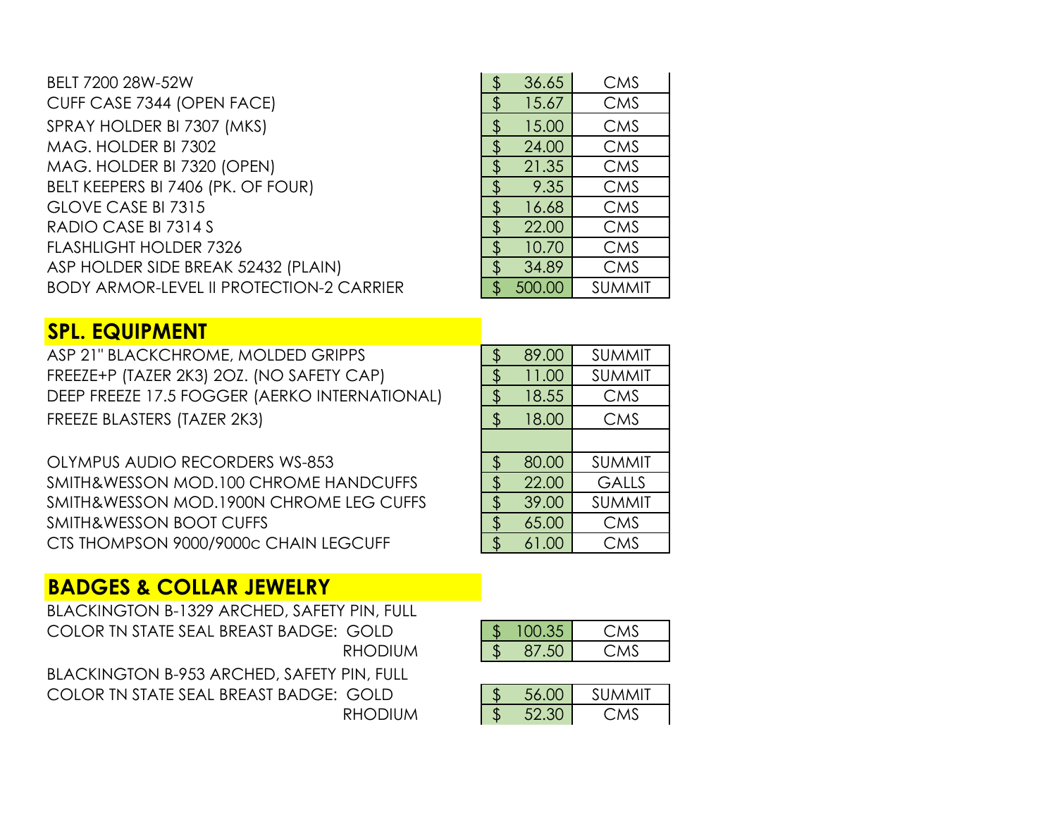| Item | Price | Vendor |
|---|---|---|
| BELT 7200 28W-52W | $ 36.65 | CMS |
| CUFF CASE 7344 (OPEN FACE) | $ 15.67 | CMS |
| SPRAY HOLDER BI 7307 (MKS) | $ 15.00 | CMS |
| MAG. HOLDER BI 7302 | $ 24.00 | CMS |
| MAG. HOLDER BI 7320 (OPEN) | $ 21.35 | CMS |
| BELT KEEPERS BI 7406 (PK. OF FOUR) | $ 9.35 | CMS |
| GLOVE CASE BI 7315 | $ 16.68 | CMS |
| RADIO CASE BI 7314 S | $ 22.00 | CMS |
| FLASHLIGHT HOLDER 7326 | $ 10.70 | CMS |
| ASP HOLDER SIDE BREAK 52432 (PLAIN) | $ 34.89 | CMS |
| BODY ARMOR-LEVEL II PROTECTION-2 CARRIER | $ 500.00 | SUMMIT |

## SPL. EQUIPMENT

| Item | Price | Vendor |
|---|---|---|
| ASP 21" BLACKCHROME, MOLDED GRIPPS | $ 89.00 | SUMMIT |
| FREEZE+P (TAZER 2K3) 2OZ. (NO SAFETY CAP) | $ 11.00 | SUMMIT |
| DEEP FREEZE 17.5 FOGGER (AERKO INTERNATIONAL) | $ 18.55 | CMS |
| FREEZE BLASTERS (TAZER 2K3) | $ 18.00 | CMS |
| | | |
| OLYMPUS AUDIO RECORDERS WS-853 | $ 80.00 | SUMMIT |
| SMITH&WESSON MOD.100 CHROME HANDCUFFS | $ 22.00 | GALLS |
| SMITH&WESSON MOD.1900N CHROME LEG CUFFS | $ 39.00 | SUMMIT |
| SMITH&WESSON BOOT CUFFS | $ 65.00 | CMS |
| CTS THOMPSON 9000/9000c CHAIN LEGCUFF | $ 61.00 | CMS |

## BADGES & COLLAR JEWELRY

| Item | Price | Vendor |
|---|---|---|
| BLACKINGTON B-1329 ARCHED, SAFETY PIN, FULL COLOR TN STATE SEAL BREAST BADGE: GOLD | $ 100.35 | CMS |
| RHODIUM | $ 87.50 | CMS |
| BLACKINGTON B-953 ARCHED, SAFETY PIN, FULL COLOR TN STATE SEAL BREAST BADGE: GOLD | $ 56.00 | SUMMIT |
| RHODIUM | $ 52.30 | CMS |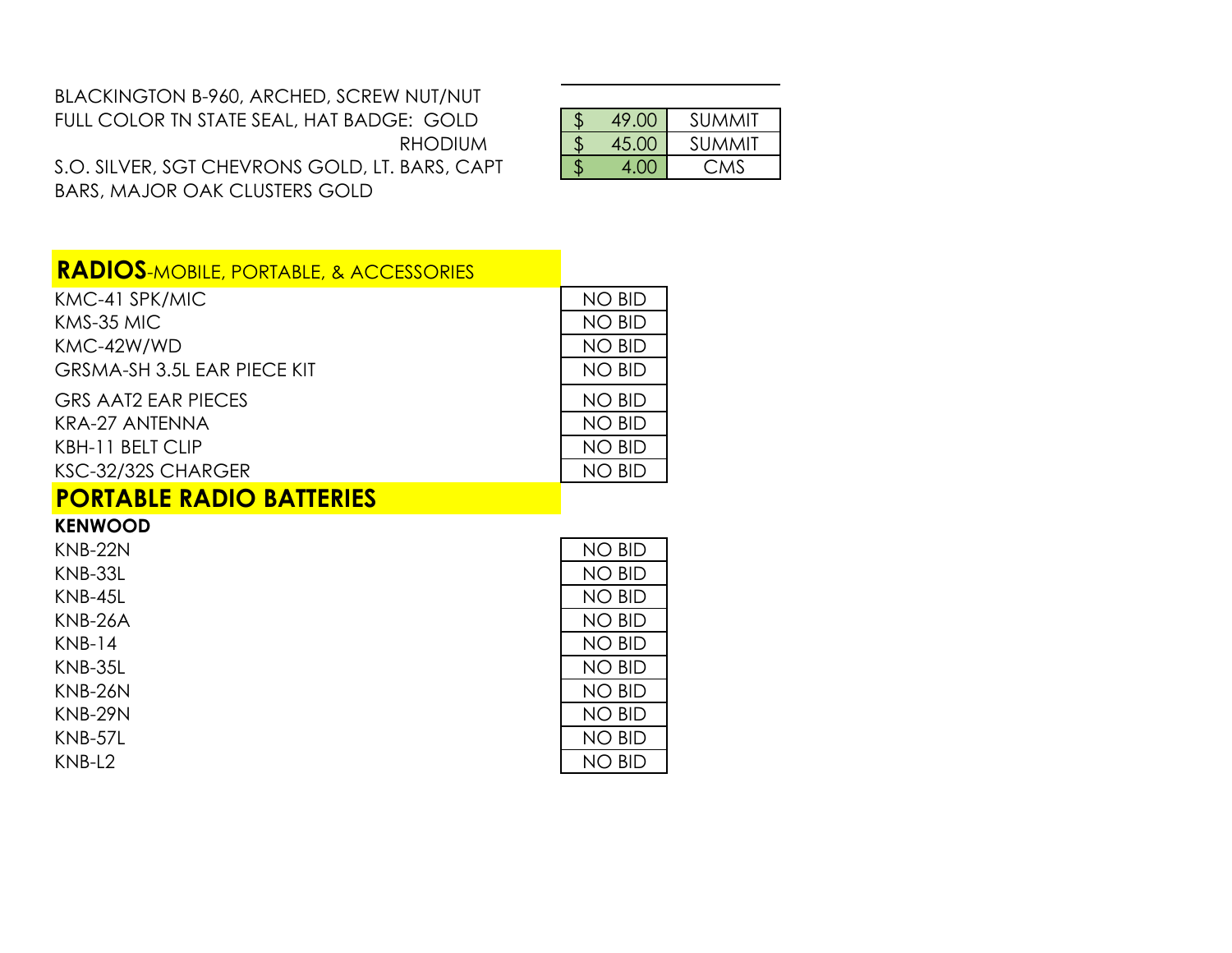| | | |
|---|---|---|
| BLACKINGTON B-960, ARCHED, SCREW NUT/NUT FULL COLOR TN STATE SEAL, HAT BADGE: GOLD | $ 49.00 | SUMMIT |
| RHODIUM | $ 45.00 | SUMMIT |
| S.O. SILVER, SGT CHEVRONS GOLD, LT. BARS, CAPT BARS, MAJOR OAK CLUSTERS GOLD | $ 4.00 | CMS |

## **RADIOS**-MOBILE, PORTABLE, & ACCESSORIES

| | |
|---|---|
| KMC-41 SPK/MIC | NO BID |
| KMS-35 MIC | NO BID |
| KMC-42W/WD | NO BID |
| GRSMA-SH 3.5L EAR PIECE KIT | NO BID |
| GRS AAT2 EAR PIECES | NO BID |
| KRA-27 ANTENNA | NO BID |
| KBH-11 BELT CLIP | NO BID |
| KSC-32/32S CHARGER | NO BID |

## PORTABLE RADIO BATTERIES

**KENWOOD**

| | |
|---|---|
| KNB-22N | NO BID |
| KNB-33L | NO BID |
| KNB-45L | NO BID |
| KNB-26A | NO BID |
| KNB-14 | NO BID |
| KNB-35L | NO BID |
| KNB-26N | NO BID |
| KNB-29N | NO BID |
| KNB-57L | NO BID |
| KNB-L2 | NO BID |